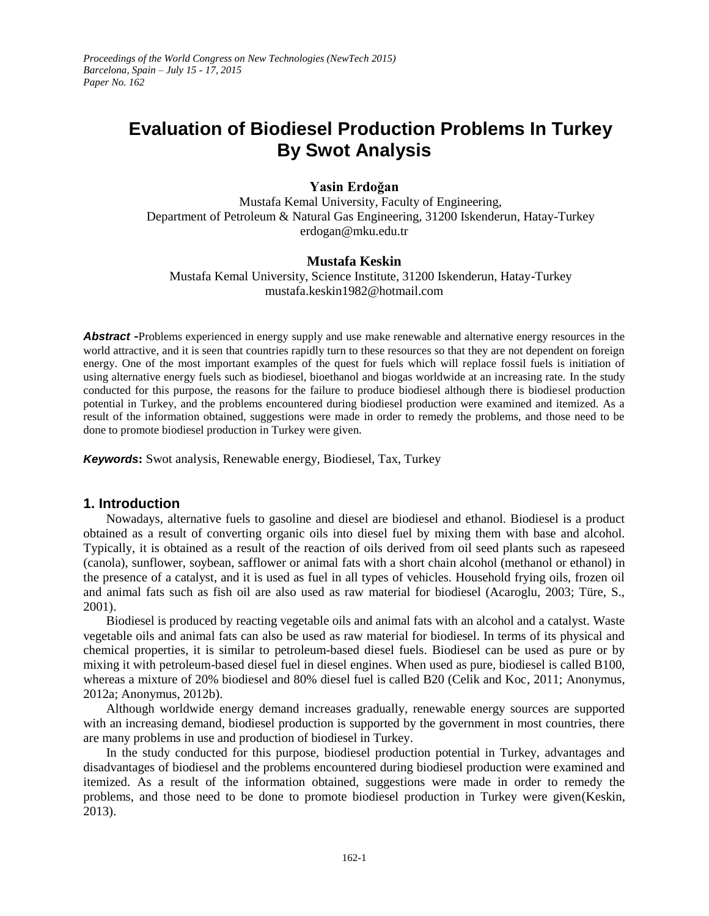*Proceedings of the World Congress on New Technologies (NewTech 2015)*
*Barcelona, Spain – July 15 - 17, 2015*
*Paper No. 162*

# Evaluation of Biodiesel Production Problems In Turkey By Swot Analysis

**Yasin Erdoğan**

Mustafa Kemal University, Faculty of Engineering,
Department of Petroleum & Natural Gas Engineering, 31200 Iskenderun, Hatay-Turkey
erdogan@mku.edu.tr

**Mustafa Keskin**

Mustafa Kemal University, Science Institute, 31200 Iskenderun, Hatay-Turkey
mustafa.keskin1982@hotmail.com

***Abstract*** **-**Problems experienced in energy supply and use make renewable and alternative energy resources in the world attractive, and it is seen that countries rapidly turn to these resources so that they are not dependent on foreign energy. One of the most important examples of the quest for fuels which will replace fossil fuels is initiation of using alternative energy fuels such as biodiesel, bioethanol and biogas worldwide at an increasing rate. In the study conducted for this purpose, the reasons for the failure to produce biodiesel although there is biodiesel production potential in Turkey, and the problems encountered during biodiesel production were examined and itemized. As a result of the information obtained, suggestions were made in order to remedy the problems, and those need to be done to promote biodiesel production in Turkey were given.

***Keywords*****:** Swot analysis, Renewable energy, Biodiesel, Tax, Turkey

## 1. Introduction

Nowadays, alternative fuels to gasoline and diesel are biodiesel and ethanol. Biodiesel is a product obtained as a result of converting organic oils into diesel fuel by mixing them with base and alcohol. Typically, it is obtained as a result of the reaction of oils derived from oil seed plants such as rapeseed (canola), sunflower, soybean, safflower or animal fats with a short chain alcohol (methanol or ethanol) in the presence of a catalyst, and it is used as fuel in all types of vehicles. Household frying oils, frozen oil and animal fats such as fish oil are also used as raw material for biodiesel (Acaroglu, 2003; Türe, S., 2001).

Biodiesel is produced by reacting vegetable oils and animal fats with an alcohol and a catalyst. Waste vegetable oils and animal fats can also be used as raw material for biodiesel. In terms of its physical and chemical properties, it is similar to petroleum-based diesel fuels. Biodiesel can be used as pure or by mixing it with petroleum-based diesel fuel in diesel engines. When used as pure, biodiesel is called B100, whereas a mixture of 20% biodiesel and 80% diesel fuel is called B20 (Celik and Koc, 2011; Anonymus, 2012a; Anonymus, 2012b).

Although worldwide energy demand increases gradually, renewable energy sources are supported with an increasing demand, biodiesel production is supported by the government in most countries, there are many problems in use and production of biodiesel in Turkey.

In the study conducted for this purpose, biodiesel production potential in Turkey, advantages and disadvantages of biodiesel and the problems encountered during biodiesel production were examined and itemized. As a result of the information obtained, suggestions were made in order to remedy the problems, and those need to be done to promote biodiesel production in Turkey were given(Keskin, 2013).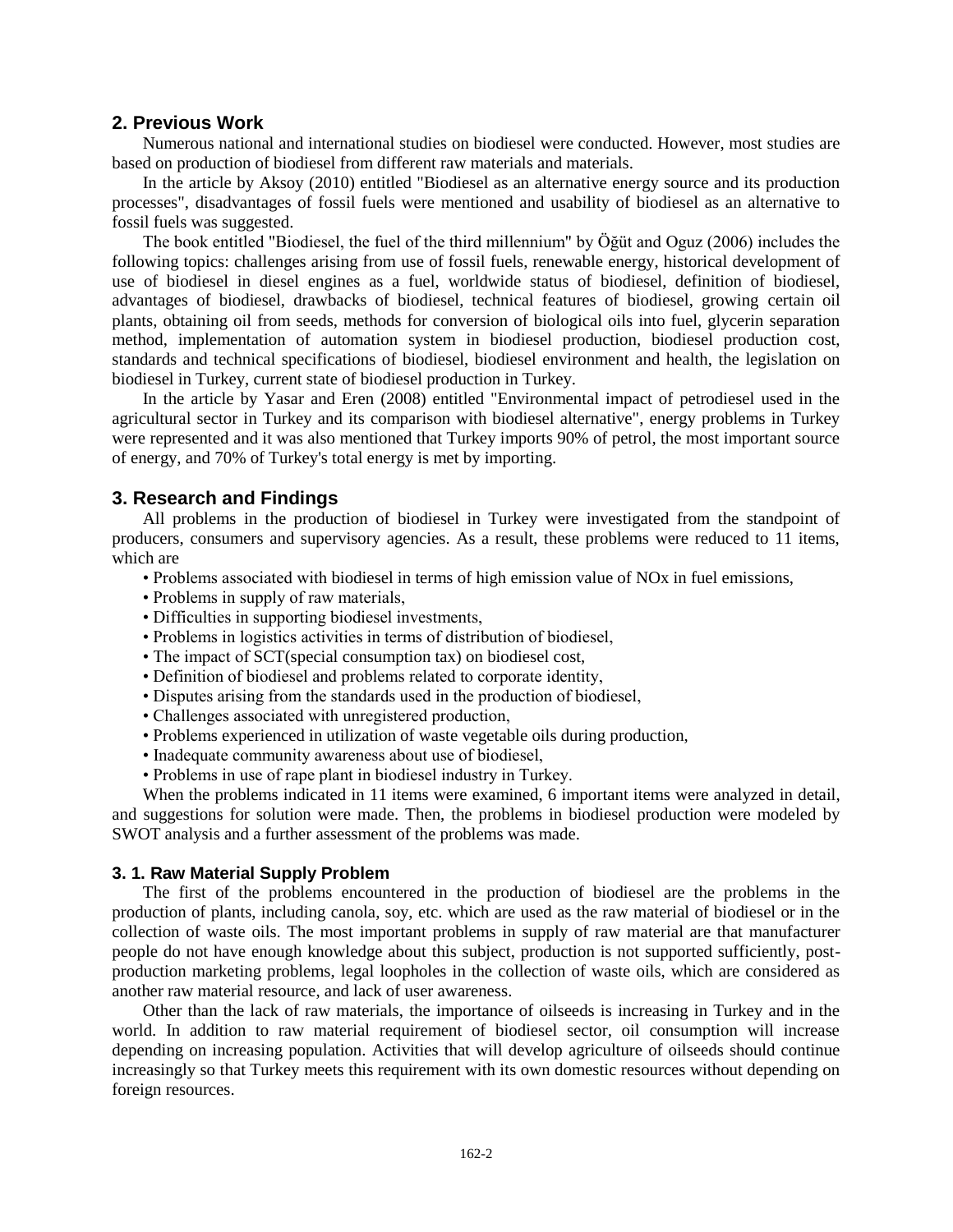## 2. Previous Work

Numerous national and international studies on biodiesel were conducted. However, most studies are based on production of biodiesel from different raw materials and materials.

In the article by Aksoy (2010) entitled "Biodiesel as an alternative energy source and its production processes", disadvantages of fossil fuels were mentioned and usability of biodiesel as an alternative to fossil fuels was suggested.

The book entitled "Biodiesel, the fuel of the third millennium" by Öğüt and Oguz (2006) includes the following topics: challenges arising from use of fossil fuels, renewable energy, historical development of use of biodiesel in diesel engines as a fuel, worldwide status of biodiesel, definition of biodiesel, advantages of biodiesel, drawbacks of biodiesel, technical features of biodiesel, growing certain oil plants, obtaining oil from seeds, methods for conversion of biological oils into fuel, glycerin separation method, implementation of automation system in biodiesel production, biodiesel production cost, standards and technical specifications of biodiesel, biodiesel environment and health, the legislation on biodiesel in Turkey, current state of biodiesel production in Turkey.

In the article by Yasar and Eren (2008) entitled "Environmental impact of petrodiesel used in the agricultural sector in Turkey and its comparison with biodiesel alternative", energy problems in Turkey were represented and it was also mentioned that Turkey imports 90% of petrol, the most important source of energy, and 70% of Turkey's total energy is met by importing.

## 3. Research and Findings

All problems in the production of biodiesel in Turkey were investigated from the standpoint of producers, consumers and supervisory agencies. As a result, these problems were reduced to 11 items, which are

- Problems associated with biodiesel in terms of high emission value of NOx in fuel emissions,
- Problems in supply of raw materials,
- Difficulties in supporting biodiesel investments,
- Problems in logistics activities in terms of distribution of biodiesel,
- The impact of SCT(special consumption tax) on biodiesel cost,
- Definition of biodiesel and problems related to corporate identity,
- Disputes arising from the standards used in the production of biodiesel,
- Challenges associated with unregistered production,
- Problems experienced in utilization of waste vegetable oils during production,
- Inadequate community awareness about use of biodiesel,
- Problems in use of rape plant in biodiesel industry in Turkey.

When the problems indicated in 11 items were examined, 6 important items were analyzed in detail, and suggestions for solution were made. Then, the problems in biodiesel production were modeled by SWOT analysis and a further assessment of the problems was made.

### 3. 1. Raw Material Supply Problem

The first of the problems encountered in the production of biodiesel are the problems in the production of plants, including canola, soy, etc. which are used as the raw material of biodiesel or in the collection of waste oils. The most important problems in supply of raw material are that manufacturer people do not have enough knowledge about this subject, production is not supported sufficiently, post-production marketing problems, legal loopholes in the collection of waste oils, which are considered as another raw material resource, and lack of user awareness.

Other than the lack of raw materials, the importance of oilseeds is increasing in Turkey and in the world. In addition to raw material requirement of biodiesel sector, oil consumption will increase depending on increasing population. Activities that will develop agriculture of oilseeds should continue increasingly so that Turkey meets this requirement with its own domestic resources without depending on foreign resources.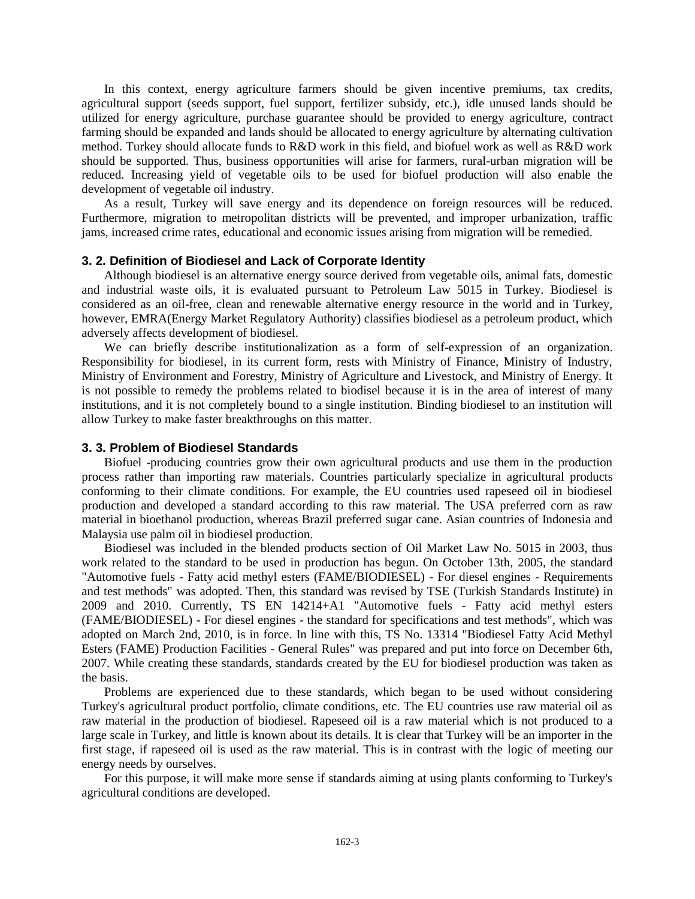In this context, energy agriculture farmers should be given incentive premiums, tax credits, agricultural support (seeds support, fuel support, fertilizer subsidy, etc.), idle unused lands should be utilized for energy agriculture, purchase guarantee should be provided to energy agriculture, contract farming should be expanded and lands should be allocated to energy agriculture by alternating cultivation method. Turkey should allocate funds to R&D work in this field, and biofuel work as well as R&D work should be supported. Thus, business opportunities will arise for farmers, rural-urban migration will be reduced. Increasing yield of vegetable oils to be used for biofuel production will also enable the development of vegetable oil industry.

As a result, Turkey will save energy and its dependence on foreign resources will be reduced. Furthermore, migration to metropolitan districts will be prevented, and improper urbanization, traffic jams, increased crime rates, educational and economic issues arising from migration will be remedied.

### 3. 2. Definition of Biodiesel and Lack of Corporate Identity

Although biodiesel is an alternative energy source derived from vegetable oils, animal fats, domestic and industrial waste oils, it is evaluated pursuant to Petroleum Law 5015 in Turkey. Biodiesel is considered as an oil-free, clean and renewable alternative energy resource in the world and in Turkey, however, EMRA(Energy Market Regulatory Authority) classifies biodiesel as a petroleum product, which adversely affects development of biodiesel.

We can briefly describe institutionalization as a form of self-expression of an organization. Responsibility for biodiesel, in its current form, rests with Ministry of Finance, Ministry of Industry, Ministry of Environment and Forestry, Ministry of Agriculture and Livestock, and Ministry of Energy. It is not possible to remedy the problems related to biodisel because it is in the area of interest of many institutions, and it is not completely bound to a single institution. Binding biodiesel to an institution will allow Turkey to make faster breakthroughs on this matter.

### 3. 3. Problem of Biodiesel Standards

Biofuel -producing countries grow their own agricultural products and use them in the production process rather than importing raw materials. Countries particularly specialize in agricultural products conforming to their climate conditions. For example, the EU countries used rapeseed oil in biodiesel production and developed a standard according to this raw material. The USA preferred corn as raw material in bioethanol production, whereas Brazil preferred sugar cane. Asian countries of Indonesia and Malaysia use palm oil in biodiesel production.

Biodiesel was included in the blended products section of Oil Market Law No. 5015 in 2003, thus work related to the standard to be used in production has begun. On October 13th, 2005, the standard "Automotive fuels - Fatty acid methyl esters (FAME/BIODIESEL) - For diesel engines - Requirements and test methods" was adopted. Then, this standard was revised by TSE (Turkish Standards Institute) in 2009 and 2010. Currently, TS EN 14214+A1 "Automotive fuels - Fatty acid methyl esters (FAME/BIODIESEL) - For diesel engines - the standard for specifications and test methods", which was adopted on March 2nd, 2010, is in force. In line with this, TS No. 13314 "Biodiesel Fatty Acid Methyl Esters (FAME) Production Facilities - General Rules" was prepared and put into force on December 6th, 2007. While creating these standards, standards created by the EU for biodiesel production was taken as the basis.

Problems are experienced due to these standards, which began to be used without considering Turkey's agricultural product portfolio, climate conditions, etc. The EU countries use raw material oil as raw material in the production of biodiesel. Rapeseed oil is a raw material which is not produced to a large scale in Turkey, and little is known about its details. It is clear that Turkey will be an importer in the first stage, if rapeseed oil is used as the raw material. This is in contrast with the logic of meeting our energy needs by ourselves.

For this purpose, it will make more sense if standards aiming at using plants conforming to Turkey's agricultural conditions are developed.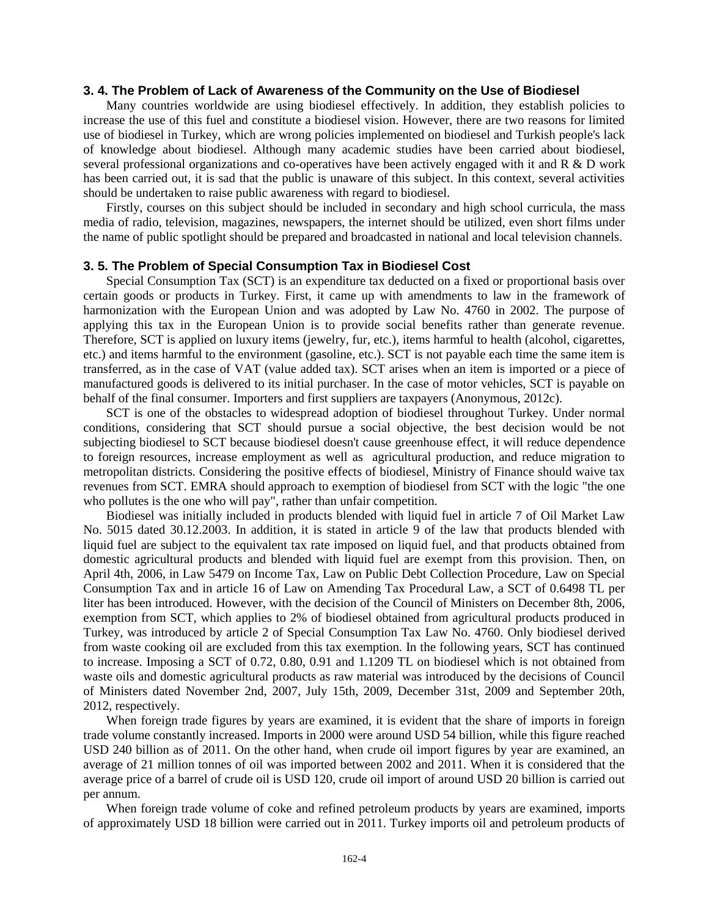### 3. 4. The Problem of Lack of Awareness of the Community on the Use of Biodiesel

Many countries worldwide are using biodiesel effectively. In addition, they establish policies to increase the use of this fuel and constitute a biodiesel vision. However, there are two reasons for limited use of biodiesel in Turkey, which are wrong policies implemented on biodiesel and Turkish people's lack of knowledge about biodiesel. Although many academic studies have been carried about biodiesel, several professional organizations and co-operatives have been actively engaged with it and R & D work has been carried out, it is sad that the public is unaware of this subject. In this context, several activities should be undertaken to raise public awareness with regard to biodiesel.

Firstly, courses on this subject should be included in secondary and high school curricula, the mass media of radio, television, magazines, newspapers, the internet should be utilized, even short films under the name of public spotlight should be prepared and broadcasted in national and local television channels.

### 3. 5. The Problem of Special Consumption Tax in Biodiesel Cost

Special Consumption Tax (SCT) is an expenditure tax deducted on a fixed or proportional basis over certain goods or products in Turkey. First, it came up with amendments to law in the framework of harmonization with the European Union and was adopted by Law No. 4760 in 2002. The purpose of applying this tax in the European Union is to provide social benefits rather than generate revenue. Therefore, SCT is applied on luxury items (jewelry, fur, etc.), items harmful to health (alcohol, cigarettes, etc.) and items harmful to the environment (gasoline, etc.). SCT is not payable each time the same item is transferred, as in the case of VAT (value added tax). SCT arises when an item is imported or a piece of manufactured goods is delivered to its initial purchaser. In the case of motor vehicles, SCT is payable on behalf of the final consumer. Importers and first suppliers are taxpayers (Anonymous, 2012c).

SCT is one of the obstacles to widespread adoption of biodiesel throughout Turkey. Under normal conditions, considering that SCT should pursue a social objective, the best decision would be not subjecting biodiesel to SCT because biodiesel doesn't cause greenhouse effect, it will reduce dependence to foreign resources, increase employment as well as agricultural production, and reduce migration to metropolitan districts. Considering the positive effects of biodiesel, Ministry of Finance should waive tax revenues from SCT. EMRA should approach to exemption of biodiesel from SCT with the logic "the one who pollutes is the one who will pay", rather than unfair competition.

Biodiesel was initially included in products blended with liquid fuel in article 7 of Oil Market Law No. 5015 dated 30.12.2003. In addition, it is stated in article 9 of the law that products blended with liquid fuel are subject to the equivalent tax rate imposed on liquid fuel, and that products obtained from domestic agricultural products and blended with liquid fuel are exempt from this provision. Then, on April 4th, 2006, in Law 5479 on Income Tax, Law on Public Debt Collection Procedure, Law on Special Consumption Tax and in article 16 of Law on Amending Tax Procedural Law, a SCT of 0.6498 TL per liter has been introduced. However, with the decision of the Council of Ministers on December 8th, 2006, exemption from SCT, which applies to 2% of biodiesel obtained from agricultural products produced in Turkey, was introduced by article 2 of Special Consumption Tax Law No. 4760. Only biodiesel derived from waste cooking oil are excluded from this tax exemption. In the following years, SCT has continued to increase. Imposing a SCT of 0.72, 0.80, 0.91 and 1.1209 TL on biodiesel which is not obtained from waste oils and domestic agricultural products as raw material was introduced by the decisions of Council of Ministers dated November 2nd, 2007, July 15th, 2009, December 31st, 2009 and September 20th, 2012, respectively.

When foreign trade figures by years are examined, it is evident that the share of imports in foreign trade volume constantly increased. Imports in 2000 were around USD 54 billion, while this figure reached USD 240 billion as of 2011. On the other hand, when crude oil import figures by year are examined, an average of 21 million tonnes of oil was imported between 2002 and 2011. When it is considered that the average price of a barrel of crude oil is USD 120, crude oil import of around USD 20 billion is carried out per annum.

When foreign trade volume of coke and refined petroleum products by years are examined, imports of approximately USD 18 billion were carried out in 2011. Turkey imports oil and petroleum products of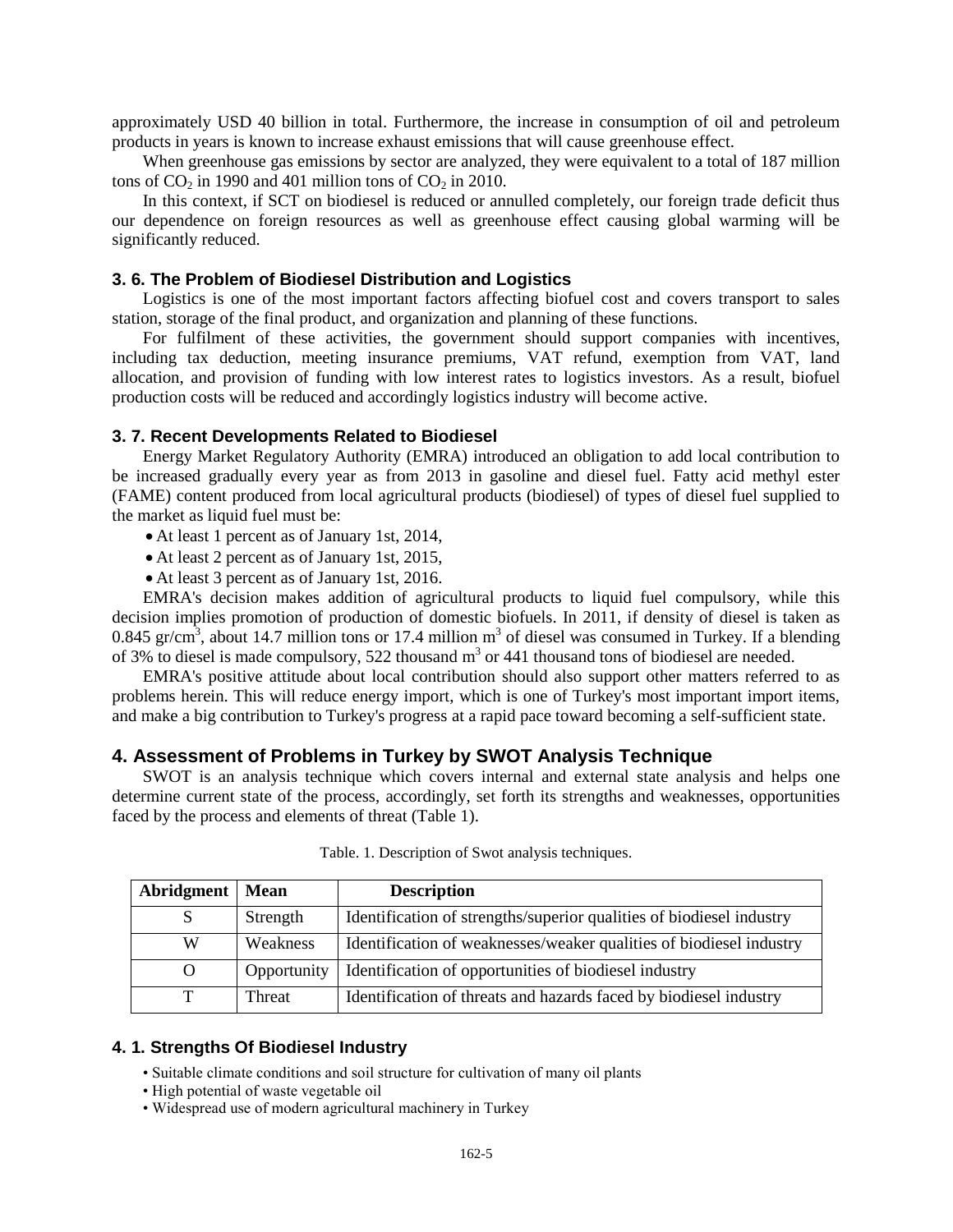approximately USD 40 billion in total. Furthermore, the increase in consumption of oil and petroleum products in years is known to increase exhaust emissions that will cause greenhouse effect.

When greenhouse gas emissions by sector are analyzed, they were equivalent to a total of 187 million tons of $CO_2$ in 1990 and 401 million tons of $CO_2$ in 2010.

In this context, if SCT on biodiesel is reduced or annulled completely, our foreign trade deficit thus our dependence on foreign resources as well as greenhouse effect causing global warming will be significantly reduced.

### 3. 6. The Problem of Biodiesel Distribution and Logistics

Logistics is one of the most important factors affecting biofuel cost and covers transport to sales station, storage of the final product, and organization and planning of these functions.

For fulfilment of these activities, the government should support companies with incentives, including tax deduction, meeting insurance premiums, VAT refund, exemption from VAT, land allocation, and provision of funding with low interest rates to logistics investors. As a result, biofuel production costs will be reduced and accordingly logistics industry will become active.

### 3. 7. Recent Developments Related to Biodiesel

Energy Market Regulatory Authority (EMRA) introduced an obligation to add local contribution to be increased gradually every year as from 2013 in gasoline and diesel fuel. Fatty acid methyl ester (FAME) content produced from local agricultural products (biodiesel) of types of diesel fuel supplied to the market as liquid fuel must be:

- At least 1 percent as of January 1st, 2014,
- At least 2 percent as of January 1st, 2015,
- At least 3 percent as of January 1st, 2016.

EMRA's decision makes addition of agricultural products to liquid fuel compulsory, while this decision implies promotion of production of domestic biofuels. In 2011, if density of diesel is taken as 0.845 $gr/cm^3$, about 14.7 million tons or 17.4 million $m^3$ of diesel was consumed in Turkey. If a blending of 3% to diesel is made compulsory, 522 thousand $m^3$ or 441 thousand tons of biodiesel are needed.

EMRA's positive attitude about local contribution should also support other matters referred to as problems herein. This will reduce energy import, which is one of Turkey's most important import items, and make a big contribution to Turkey's progress at a rapid pace toward becoming a self-sufficient state.

## 4. Assessment of Problems in Turkey by SWOT Analysis Technique

SWOT is an analysis technique which covers internal and external state analysis and helps one determine current state of the process, accordingly, set forth its strengths and weaknesses, opportunities faced by the process and elements of threat (Table 1).

Table. 1. Description of Swot analysis techniques.

| Abridgment | Mean | Description |
| --- | --- | --- |
| S | Strength | Identification of strengths/superior qualities of biodiesel industry |
| W | Weakness | Identification of weaknesses/weaker qualities of biodiesel industry |
| O | Opportunity | Identification of opportunities of biodiesel industry |
| T | Threat | Identification of threats and hazards faced by biodiesel industry |

### 4. 1. Strengths Of Biodiesel Industry

- Suitable climate conditions and soil structure for cultivation of many oil plants
- High potential of waste vegetable oil
- Widespread use of modern agricultural machinery in Turkey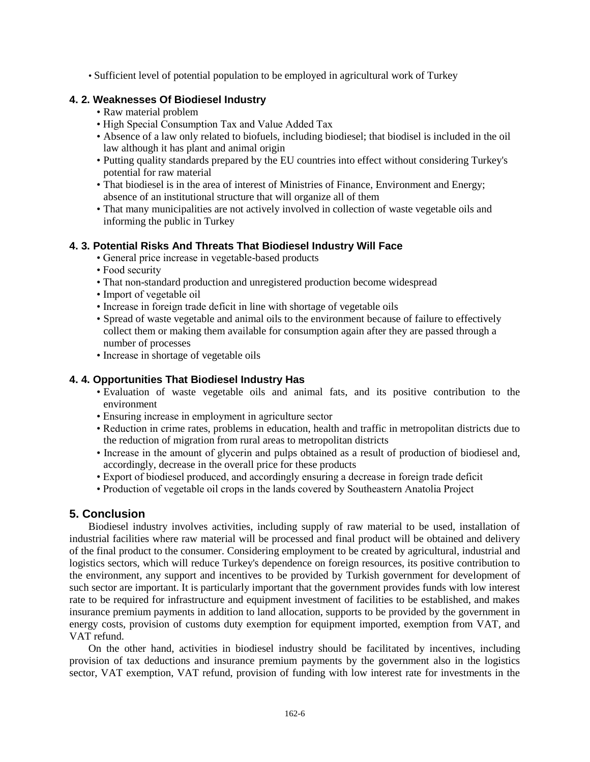- Sufficient level of potential population to be employed in agricultural work of Turkey

### 4. 2. Weaknesses Of Biodiesel Industry

- Raw material problem
- High Special Consumption Tax and Value Added Tax
- Absence of a law only related to biofuels, including biodiesel; that biodisel is included in the oil law although it has plant and animal origin
- Putting quality standards prepared by the EU countries into effect without considering Turkey's potential for raw material
- That biodiesel is in the area of interest of Ministries of Finance, Environment and Energy; absence of an institutional structure that will organize all of them
- That many municipalities are not actively involved in collection of waste vegetable oils and informing the public in Turkey

### 4. 3. Potential Risks And Threats That Biodiesel Industry Will Face

- General price increase in vegetable-based products
- Food security
- That non-standard production and unregistered production become widespread
- Import of vegetable oil
- Increase in foreign trade deficit in line with shortage of vegetable oils
- Spread of waste vegetable and animal oils to the environment because of failure to effectively collect them or making them available for consumption again after they are passed through a number of processes
- Increase in shortage of vegetable oils

### 4. 4. Opportunities That Biodiesel Industry Has

- Evaluation of waste vegetable oils and animal fats, and its positive contribution to the environment
- Ensuring increase in employment in agriculture sector
- Reduction in crime rates, problems in education, health and traffic in metropolitan districts due to the reduction of migration from rural areas to metropolitan districts
- Increase in the amount of glycerin and pulps obtained as a result of production of biodiesel and, accordingly, decrease in the overall price for these products
- Export of biodiesel produced, and accordingly ensuring a decrease in foreign trade deficit
- Production of vegetable oil crops in the lands covered by Southeastern Anatolia Project

## 5. Conclusion

Biodiesel industry involves activities, including supply of raw material to be used, installation of industrial facilities where raw material will be processed and final product will be obtained and delivery of the final product to the consumer. Considering employment to be created by agricultural, industrial and logistics sectors, which will reduce Turkey's dependence on foreign resources, its positive contribution to the environment, any support and incentives to be provided by Turkish government for development of such sector are important. It is particularly important that the government provides funds with low interest rate to be required for infrastructure and equipment investment of facilities to be established, and makes insurance premium payments in addition to land allocation, supports to be provided by the government in energy costs, provision of customs duty exemption for equipment imported, exemption from VAT, and VAT refund.

On the other hand, activities in biodiesel industry should be facilitated by incentives, including provision of tax deductions and insurance premium payments by the government also in the logistics sector, VAT exemption, VAT refund, provision of funding with low interest rate for investments in the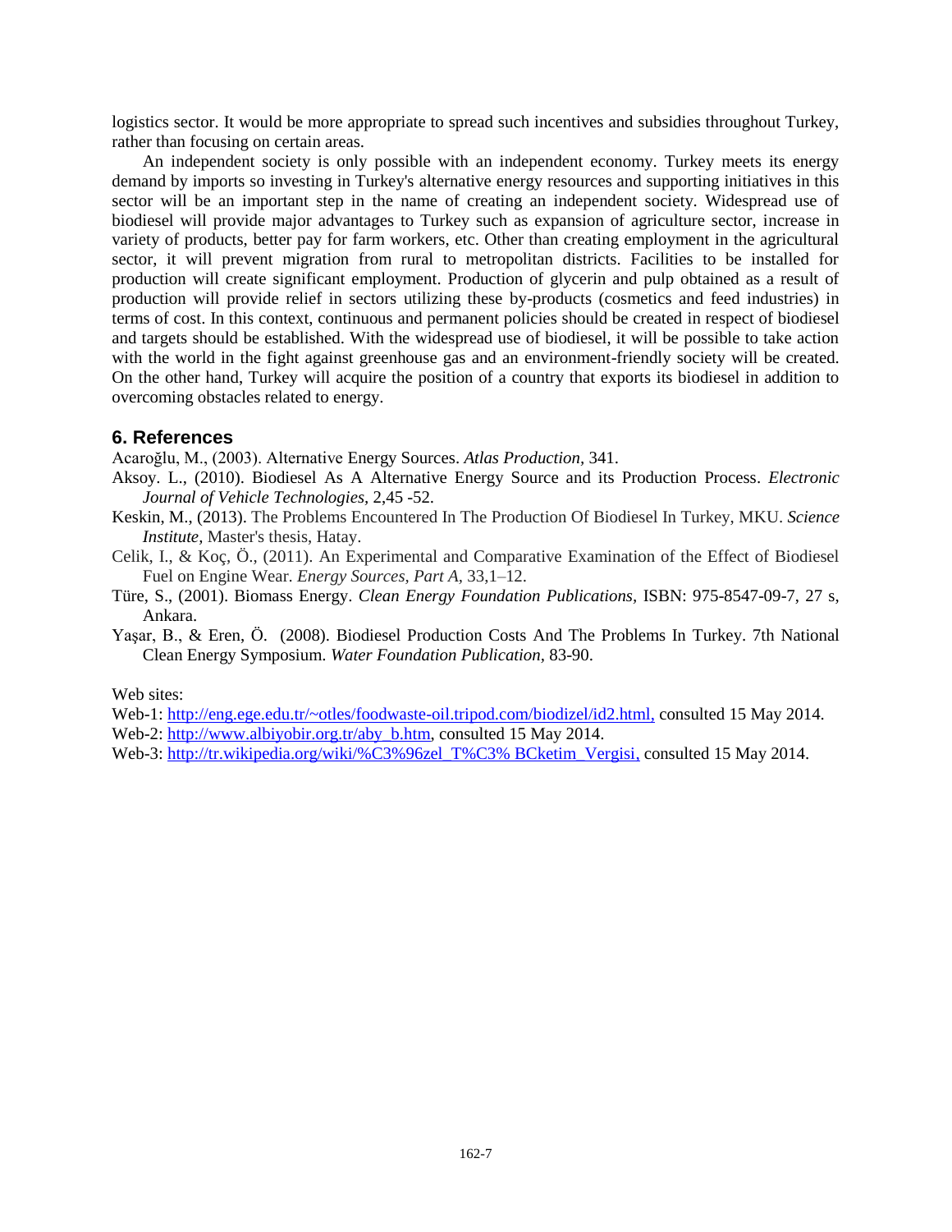logistics sector. It would be more appropriate to spread such incentives and subsidies throughout Turkey, rather than focusing on certain areas.

An independent society is only possible with an independent economy. Turkey meets its energy demand by imports so investing in Turkey's alternative energy resources and supporting initiatives in this sector will be an important step in the name of creating an independent society. Widespread use of biodiesel will provide major advantages to Turkey such as expansion of agriculture sector, increase in variety of products, better pay for farm workers, etc. Other than creating employment in the agricultural sector, it will prevent migration from rural to metropolitan districts. Facilities to be installed for production will create significant employment. Production of glycerin and pulp obtained as a result of production will provide relief in sectors utilizing these by-products (cosmetics and feed industries) in terms of cost. In this context, continuous and permanent policies should be created in respect of biodiesel and targets should be established. With the widespread use of biodiesel, it will be possible to take action with the world in the fight against greenhouse gas and an environment-friendly society will be created. On the other hand, Turkey will acquire the position of a country that exports its biodiesel in addition to overcoming obstacles related to energy.

## 6. References

Acaroğlu, M., (2003). Alternative Energy Sources. *Atlas Production,* 341.

Aksoy. L., (2010). Biodiesel As A Alternative Energy Source and its Production Process. *Electronic Journal of Vehicle Technologies,* 2,45 -52.

Keskin, M., (2013). The Problems Encountered In The Production Of Biodiesel In Turkey, MKU. *Science Institute,* Master's thesis, Hatay.

Celik, I., & Koç, Ö., (2011). An Experimental and Comparative Examination of the Effect of Biodiesel Fuel on Engine Wear. *Energy Sources, Part A,* 33,1–12.

Türe, S., (2001). Biomass Energy. *Clean Energy Foundation Publications,* ISBN: 975-8547-09-7, 27 s, Ankara.

Yaşar, B., & Eren, Ö. (2008). Biodiesel Production Costs And The Problems In Turkey. 7th National Clean Energy Symposium. *Water Foundation Publication*, 83-90.

Web sites:

Web-1: http://eng.ege.edu.tr/~otles/foodwaste-oil.tripod.com/biodizel/id2.html, consulted 15 May 2014.

Web-2: http://www.albiyobir.org.tr/aby_b.htm, consulted 15 May 2014.

Web-3: http://tr.wikipedia.org/wiki/%C3%96zel_T%C3% BCketim_Vergisi, consulted 15 May 2014.